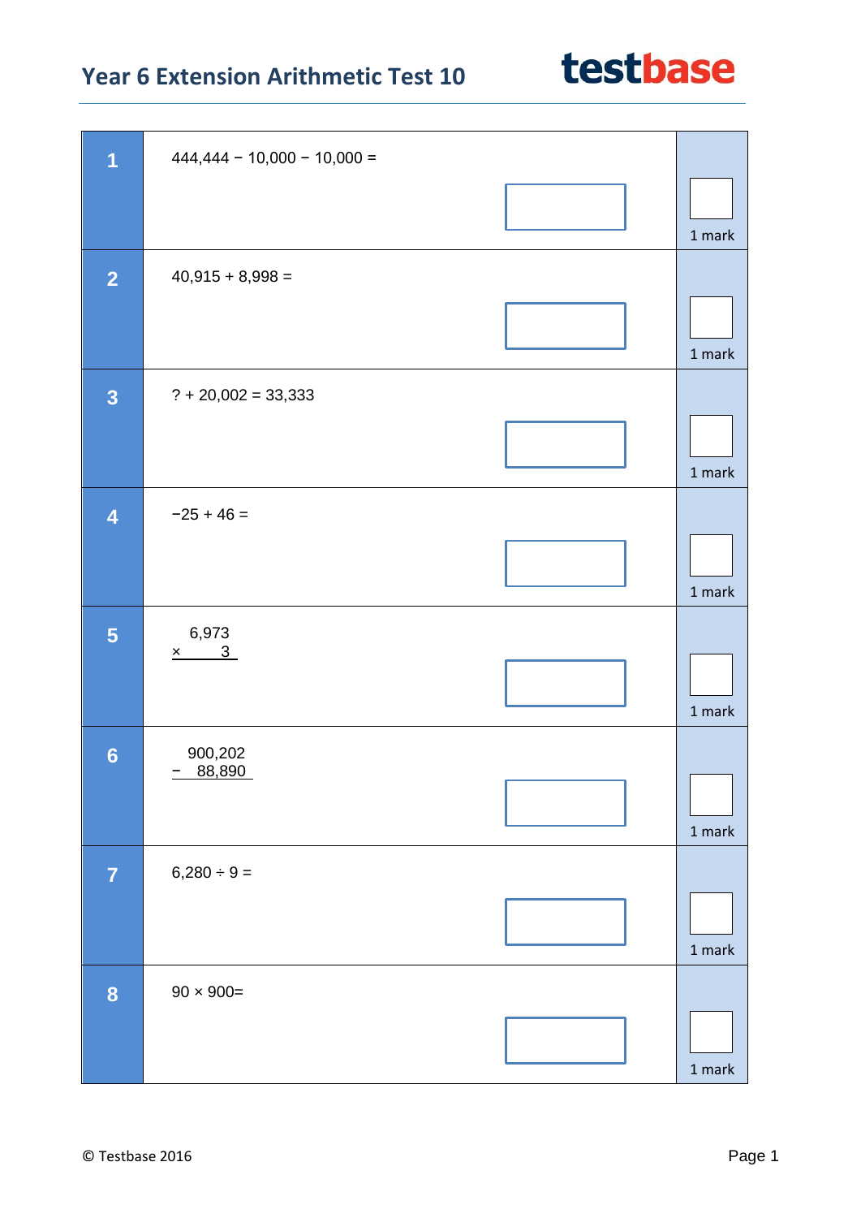# Year 6 Extension Arithmetic Test 10

testbase

**1**

444,444 − 10,000 − 10,000 =

1 mark

**2**

40,915 + 8,998 =

1 mark

**3**

? + 20,002 = 33,333

1 mark

**4**

−25 + 46 =

1 mark

**5**

```
  6,973
×     3
```

1 mark

**6**

```
  900,202
−  88,890
```

1 mark

**7**

6,280 ÷ 9 =

1 mark

**8**

90 × 900=

1 mark

© Testbase 2016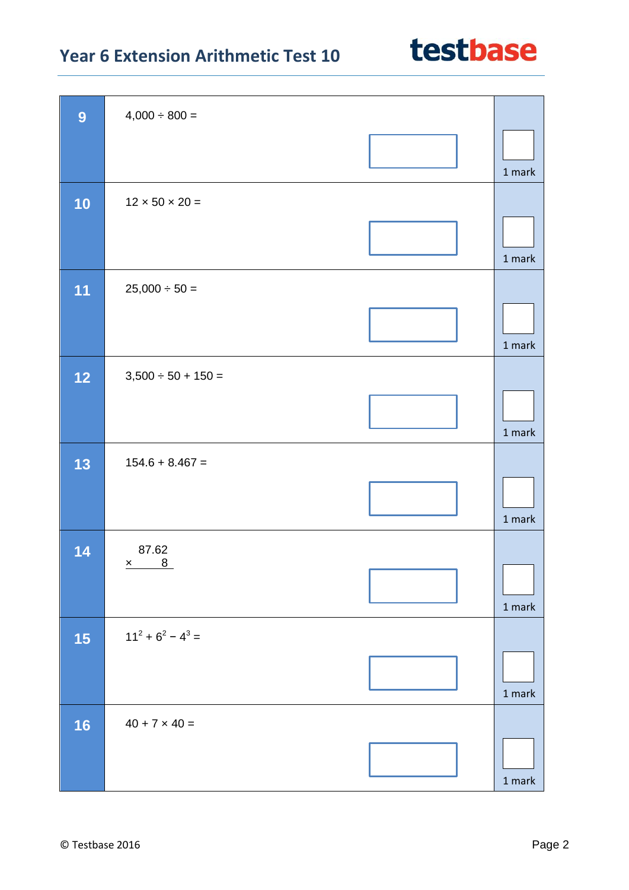| | | |
|---|---|---|
| **9** | $4,000 \div 800 =$ | 1 mark |
| **10** | $12 \times 50 \times 20 =$ | 1 mark |
| **11** | $25,000 \div 50 =$ | 1 mark |
| **12** | $3,500 \div 50 + 150 =$ | 1 mark |
| **13** | $154.6 + 8.467 =$ | 1 mark |
| **14** | $\begin{array}{r} 87.62 \\ \times \quad 8 \\ \hline \end{array}$ | 1 mark |
| **15** | $11^2 + 6^2 - 4^3 =$ | 1 mark |
| **16** | $40 + 7 \times 40 =$ | 1 mark |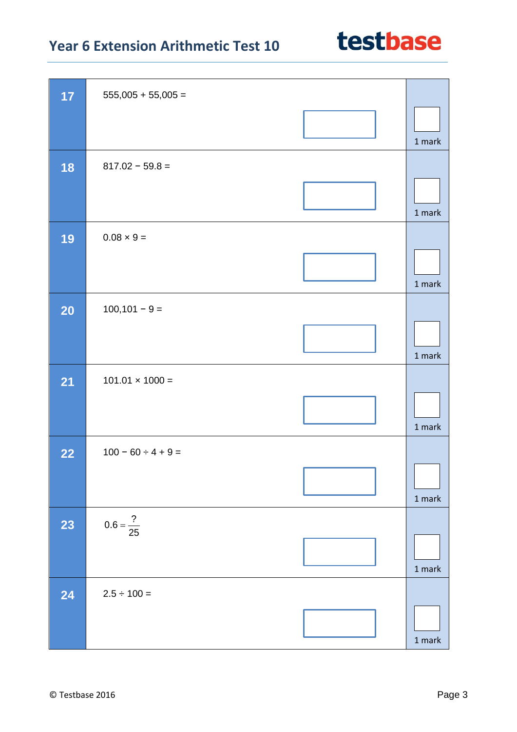**17** $555{,}005 + 55{,}005 =$

1 mark

**18** $817.02 - 59.8 =$

1 mark

**19** $0.08 \times 9 =$

1 mark

**20** $100{,}101 - 9 =$

1 mark

**21** $101.01 \times 1000 =$

1 mark

**22** $100 - 60 \div 4 + 9 =$

1 mark

**23** $0.6 = \frac{?}{25}$

1 mark

**24** $2.5 \div 100 =$

1 mark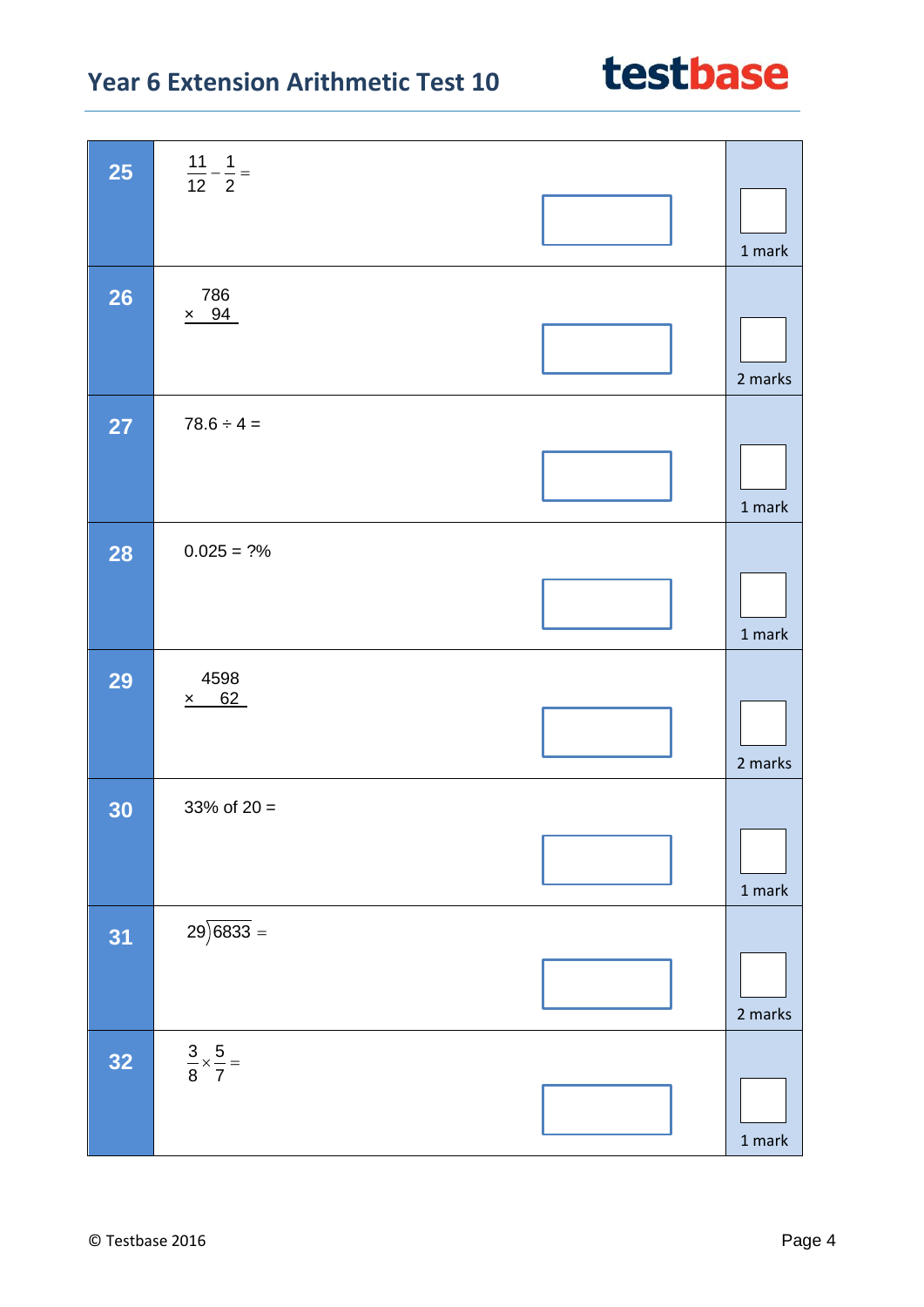| | | |
|---|---|---|
| **25** | $\frac{11}{12} - \frac{1}{2} =$ | 1 mark |
| **26** | $\begin{array}{r} 786 \\ \times \quad 94 \\ \hline \end{array}$ | 2 marks |
| **27** | $78.6 \div 4 =$ | 1 mark |
| **28** | $0.025 = ?\%$ | 1 mark |
| **29** | $\begin{array}{r} 4598 \\ \times \quad 62 \\ \hline \end{array}$ | 2 marks |
| **30** | 33% of 20 = | 1 mark |
| **31** | $29\overline{)6833} =$ | 2 marks |
| **32** | $\frac{3}{8} \times \frac{5}{7} =$ | 1 mark |

© Testbase 2016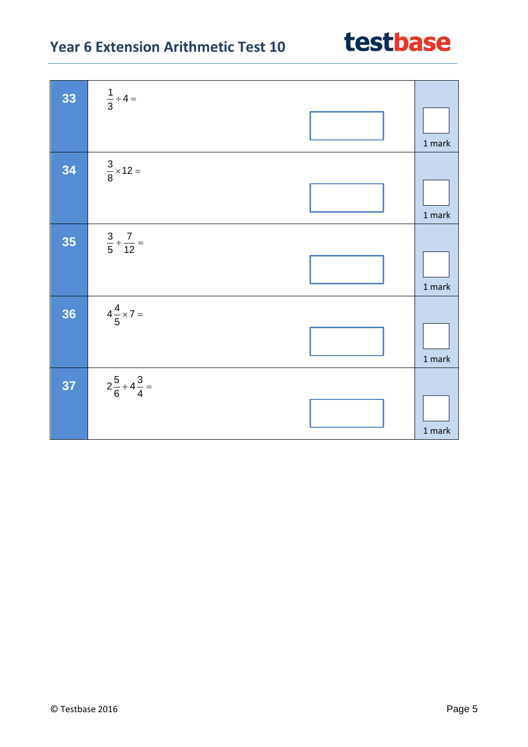| | | |
|---|---|---|
| **33** | $\frac{1}{3} \div 4 =$ | 1 mark |
| **34** | $\frac{3}{8} \times 12 =$ | 1 mark |
| **35** | $\frac{3}{5} + \frac{7}{12} =$ | 1 mark |
| **36** | $4\frac{4}{5} \times 7 =$ | 1 mark |
| **37** | $2\frac{5}{6} + 4\frac{3}{4} =$ | 1 mark |

© Testbase 2016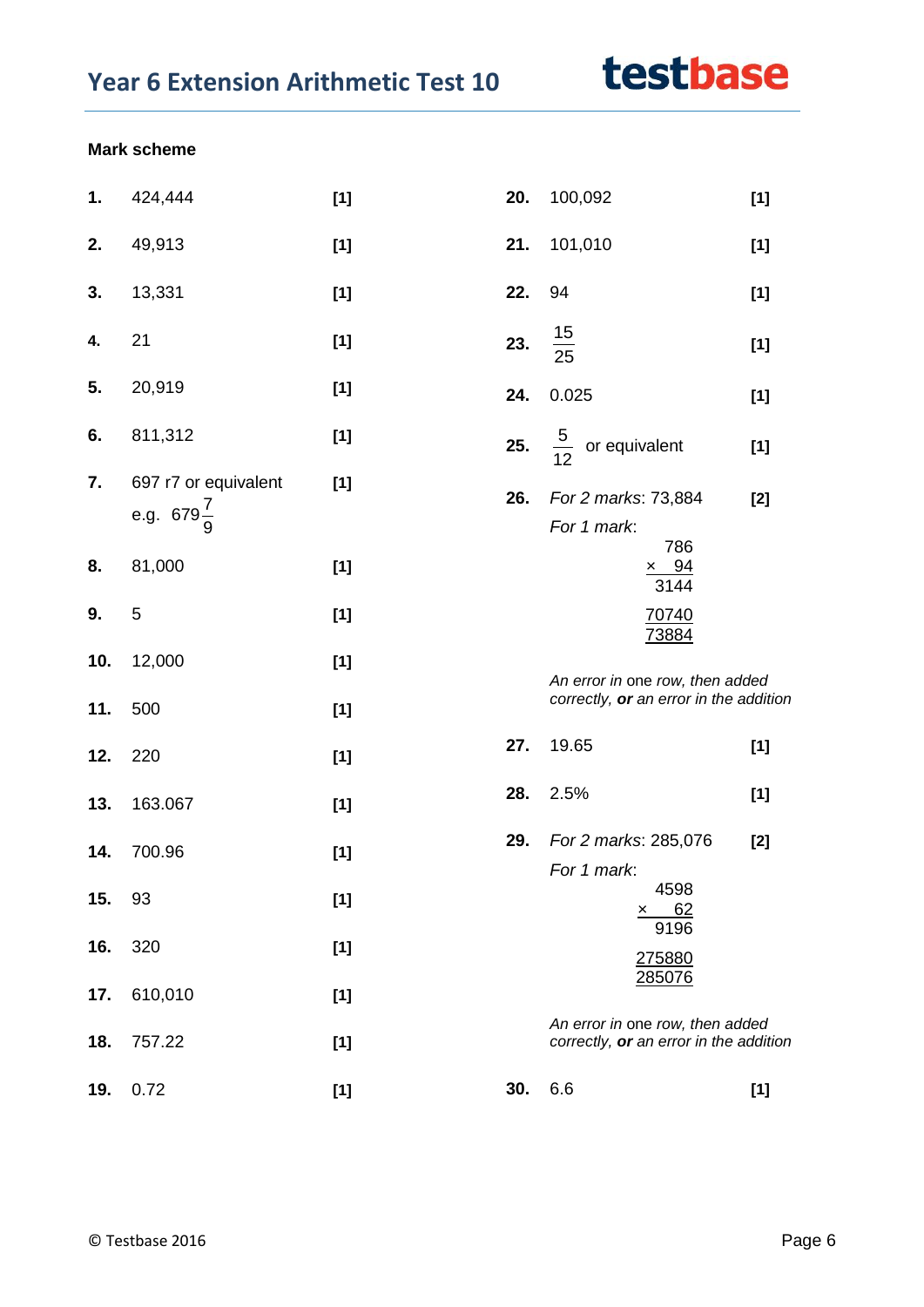## Year 6 Extension Arithmetic Test 10

**Mark scheme**

| Q | Answer | Mark |
|---|---|---|
| **1.** | 424,444 | **[1]** |
| **2.** | 49,913 | **[1]** |
| **3.** | 13,331 | **[1]** |
| **4.** | 21 | **[1]** |
| **5.** | 20,919 | **[1]** |
| **6.** | 811,312 | **[1]** |
| **7.** | 697 r7 or equivalent e.g. $679\frac{7}{9}$ | **[1]** |
| **8.** | 81,000 | **[1]** |
| **9.** | 5 | **[1]** |
| **10.** | 12,000 | **[1]** |
| **11.** | 500 | **[1]** |
| **12.** | 220 | **[1]** |
| **13.** | 163.067 | **[1]** |
| **14.** | 700.96 | **[1]** |
| **15.** | 93 | **[1]** |
| **16.** | 320 | **[1]** |
| **17.** | 610,010 | **[1]** |
| **18.** | 757.22 | **[1]** |
| **19.** | 0.72 | **[1]** |
| **20.** | 100,092 | **[1]** |
| **21.** | 101,010 | **[1]** |
| **22.** | 94 | **[1]** |
| **23.** | $\frac{15}{25}$ | **[1]** |
| **24.** | 0.025 | **[1]** |
| **25.** | $\frac{5}{12}$ or equivalent | **[1]** |

**26.** *For 2 marks*: 73,884 **[2]**

*For 1 mark*:

```
   786
 ×  94
  3144
 70740
 73884
```

*An error in* one row*, then added correctly,* ***or*** *an error in the addition*

| Q | Answer | Mark |
|---|---|---|
| **27.** | 19.65 | **[1]** |
| **28.** | 2.5% | **[1]** |

**29.** *For 2 marks*: 285,076 **[2]**

*For 1 mark*:

```
   4598
 ×   62
   9196
 275880
 285076
```

*An error in* one row*, then added correctly,* ***or*** *an error in the addition*

| Q | Answer | Mark |
|---|---|---|
| **30.** | 6.6 | **[1]** |

© Testbase 2016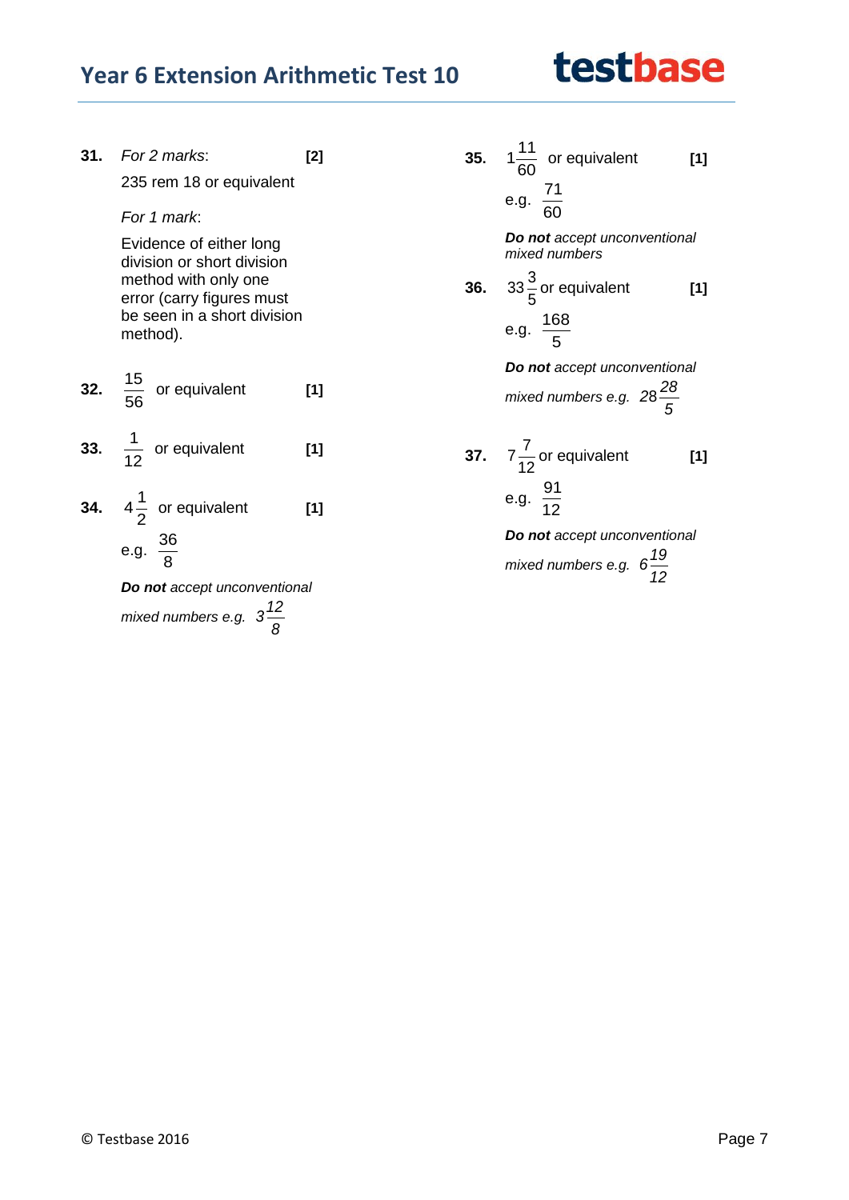**31.** *For 2 marks*: **[2]**

235 rem 18 or equivalent

*For 1 mark*:

Evidence of either long division or short division method with only one error (carry figures must be seen in a short division method).

**32.** $\frac{15}{56}$ or equivalent **[1]**

**33.** $\frac{1}{12}$ or equivalent **[1]**

**34.** $4\frac{1}{2}$ or equivalent **[1]**

e.g. $\frac{36}{8}$

***Do not** accept unconventional mixed numbers e.g. $3\frac{12}{8}$*

**35.** $1\frac{11}{60}$ or equivalent **[1]**

e.g. $\frac{71}{60}$

***Do not** accept unconventional mixed numbers*

**36.** $33\frac{3}{5}$ or equivalent **[1]**

e.g. $\frac{168}{5}$

***Do not** accept unconventional mixed numbers e.g. $28\frac{28}{5}$*

**37.** $7\frac{7}{12}$ or equivalent **[1]**

e.g. $\frac{91}{12}$

***Do not** accept unconventional mixed numbers e.g. $6\frac{19}{12}$*